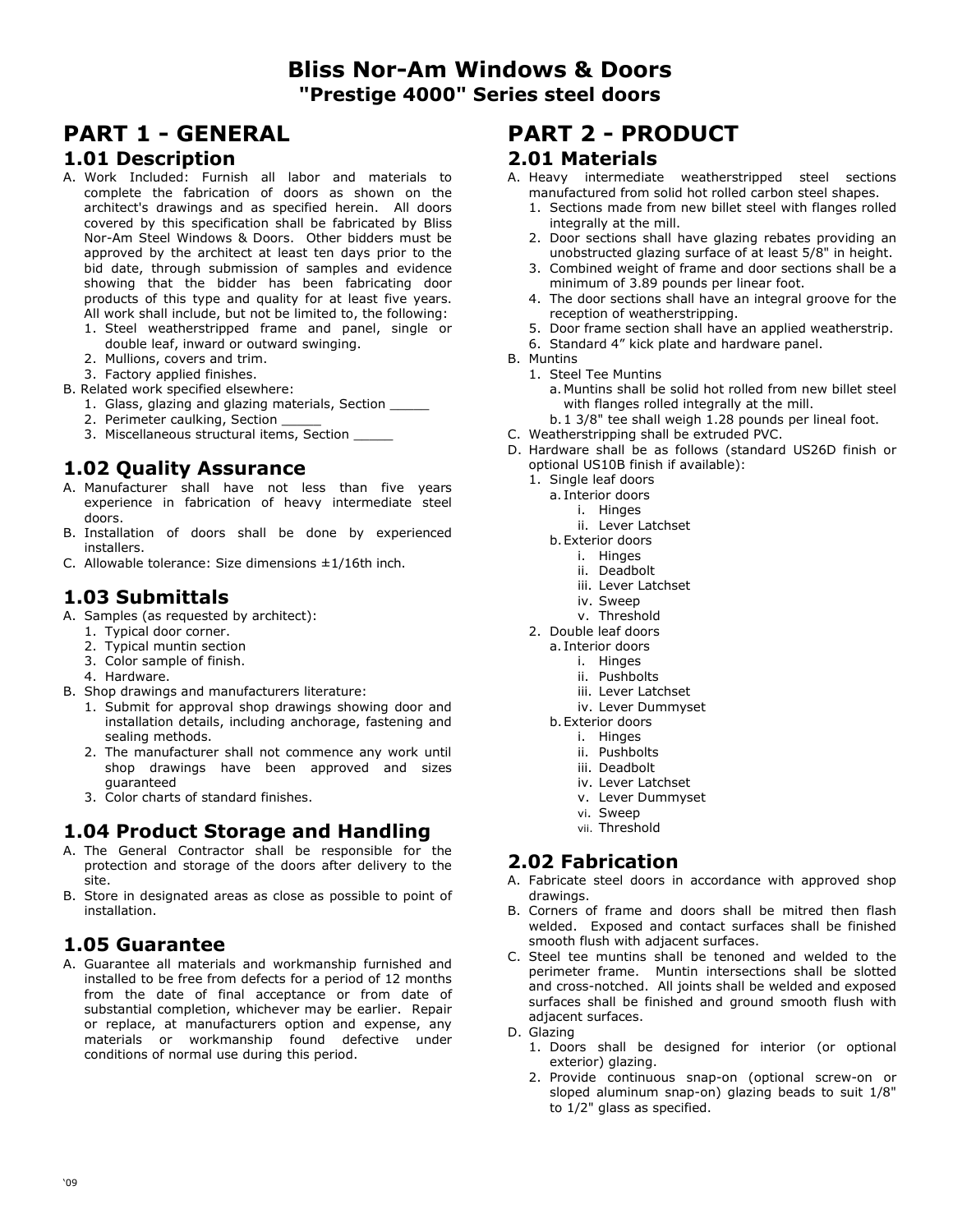# Bliss Nor-Am Windows & Doors

## "Prestige 4000" Series steel doors

# PART 1 - GENERAL

## 1.01 Description

A. Work Included: Furnish all labor and materials to complete the fabrication of doors as shown on the architect's drawings and as specified herein. All doors covered by this specification shall be fabricated by Bliss Nor-Am Steel Windows & Doors. Other bidders must be approved by the architect at least ten days prior to the bid date, through submission of samples and evidence showing that the bidder has been fabricating door products of this type and quality for at least five years. All work shall include, but not be limited to, the following:
   1. Steel weatherstripped frame and panel, single or double leaf, inward or outward swinging.
   2. Mullions, covers and trim.
   3. Factory applied finishes.

B. Related work specified elsewhere:
   1. Glass, glazing and glazing materials, Section _____
   2. Perimeter caulking, Section _____
   3. Miscellaneous structural items, Section _____

## 1.02 Quality Assurance

A. Manufacturer shall have not less than five years experience in fabrication of heavy intermediate steel doors.

B. Installation of doors shall be done by experienced installers.

C. Allowable tolerance: Size dimensions ±1/16th inch.

## 1.03 Submittals

A. Samples (as requested by architect):
   1. Typical door corner.
   2. Typical muntin section
   3. Color sample of finish.
   4. Hardware.

B. Shop drawings and manufacturers literature:
   1. Submit for approval shop drawings showing door and installation details, including anchorage, fastening and sealing methods.
   2. The manufacturer shall not commence any work until shop drawings have been approved and sizes guaranteed
   3. Color charts of standard finishes.

## 1.04 Product Storage and Handling

A. The General Contractor shall be responsible for the protection and storage of the doors after delivery to the site.

B. Store in designated areas as close as possible to point of installation.

## 1.05 Guarantee

A. Guarantee all materials and workmanship furnished and installed to be free from defects for a period of 12 months from the date of final acceptance or from date of substantial completion, whichever may be earlier. Repair or replace, at manufacturers option and expense, any materials or workmanship found defective under conditions of normal use during this period.

# PART 2 - PRODUCT

## 2.01 Materials

A. Heavy intermediate weatherstripped steel sections manufactured from solid hot rolled carbon steel shapes.
   1. Sections made from new billet steel with flanges rolled integrally at the mill.
   2. Door sections shall have glazing rebates providing an unobstructed glazing surface of at least 5/8" in height.
   3. Combined weight of frame and door sections shall be a minimum of 3.89 pounds per linear foot.
   4. The door sections shall have an integral groove for the reception of weatherstripping.
   5. Door frame section shall have an applied weatherstrip.
   6. Standard 4" kick plate and hardware panel.

B. Muntins
   1. Steel Tee Muntins
      a. Muntins shall be solid hot rolled from new billet steel with flanges rolled integrally at the mill.
      b. 1 3/8" tee shall weigh 1.28 pounds per lineal foot.

C. Weatherstripping shall be extruded PVC.

D. Hardware shall be as follows (standard US26D finish or optional US10B finish if available):
   1. Single leaf doors
      a. Interior doors
         i. Hinges
         ii. Lever Latchset
      b. Exterior doors
         i. Hinges
         ii. Deadbolt
         iii. Lever Latchset
         iv. Sweep
         v. Threshold
   2. Double leaf doors
      a. Interior doors
         i. Hinges
         ii. Pushbolts
         iii. Lever Latchset
         iv. Lever Dummyset
      b. Exterior doors
         i. Hinges
         ii. Pushbolts
         iii. Deadbolt
         iv. Lever Latchset
         v. Lever Dummyset
         vi. Sweep
         vii. Threshold

## 2.02 Fabrication

A. Fabricate steel doors in accordance with approved shop drawings.

B. Corners of frame and doors shall be mitred then flash welded. Exposed and contact surfaces shall be finished smooth flush with adjacent surfaces.

C. Steel tee muntins shall be tenoned and welded to the perimeter frame. Muntin intersections shall be slotted and cross-notched. All joints shall be welded and exposed surfaces shall be finished and ground smooth flush with adjacent surfaces.

D. Glazing
   1. Doors shall be designed for interior (or optional exterior) glazing.
   2. Provide continuous snap-on (optional screw-on or sloped aluminum snap-on) glazing beads to suit 1/8" to 1/2" glass as specified.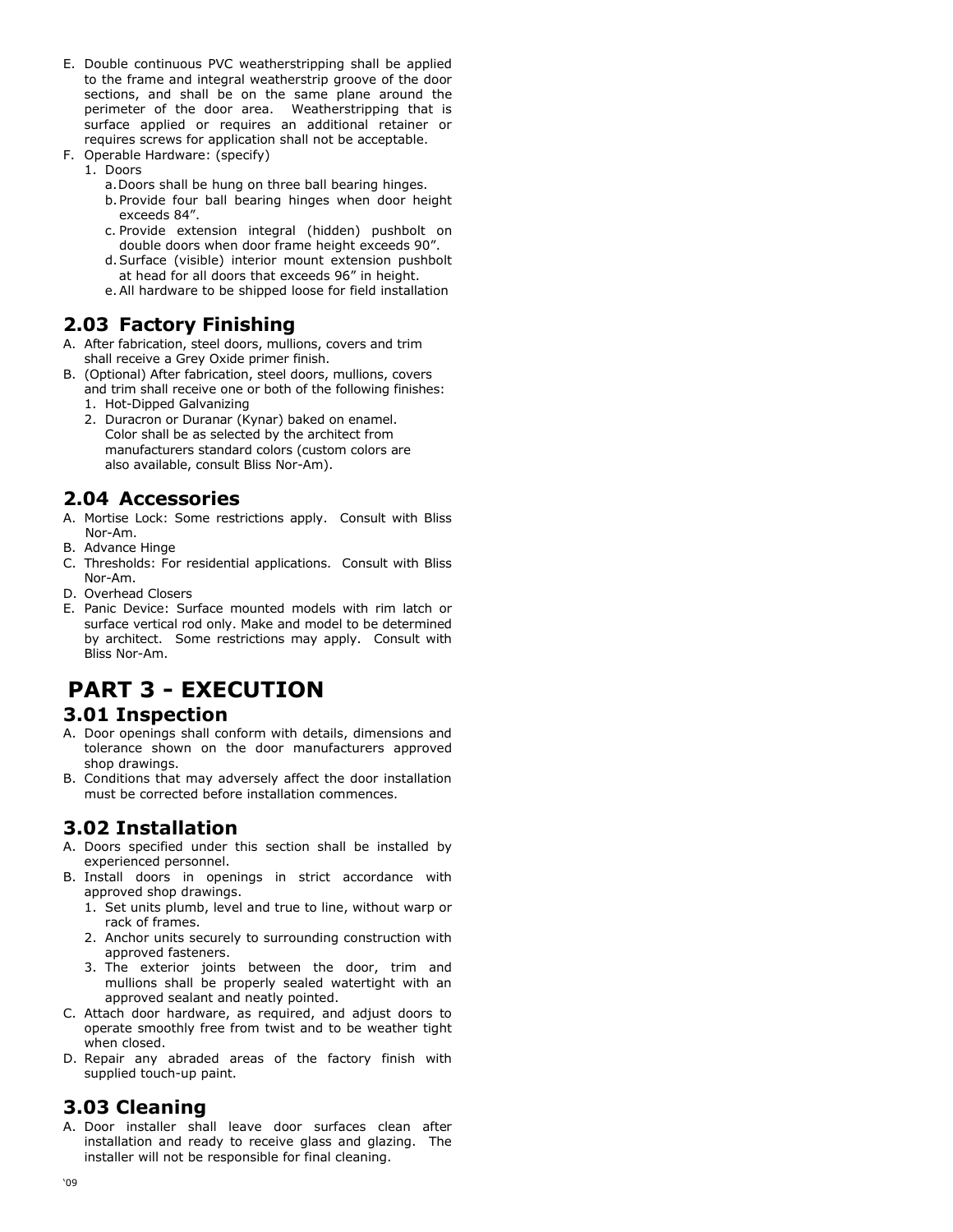E. Double continuous PVC weatherstripping shall be applied to the frame and integral weatherstrip groove of the door sections, and shall be on the same plane around the perimeter of the door area. Weatherstripping that is surface applied or requires an additional retainer or requires screws for application shall not be acceptable.

F. Operable Hardware: (specify)
   1. Doors
      a. Doors shall be hung on three ball bearing hinges.
      b. Provide four ball bearing hinges when door height exceeds 84".
      c. Provide extension integral (hidden) pushbolt on double doors when door frame height exceeds 90".
      d. Surface (visible) interior mount extension pushbolt at head for all doors that exceeds 96" in height.
      e. All hardware to be shipped loose for field installation

## 2.03 Factory Finishing

A. After fabrication, steel doors, mullions, covers and trim shall receive a Grey Oxide primer finish.

B. (Optional) After fabrication, steel doors, mullions, covers and trim shall receive one or both of the following finishes:
   1. Hot-Dipped Galvanizing
   2. Duracron or Duranar (Kynar) baked on enamel. Color shall be as selected by the architect from manufacturers standard colors (custom colors are also available, consult Bliss Nor-Am).

## 2.04 Accessories

A. Mortise Lock: Some restrictions apply. Consult with Bliss Nor-Am.

B. Advance Hinge

C. Thresholds: For residential applications. Consult with Bliss Nor-Am.

D. Overhead Closers

E. Panic Device: Surface mounted models with rim latch or surface vertical rod only. Make and model to be determined by architect. Some restrictions may apply. Consult with Bliss Nor-Am.

# PART 3 - EXECUTION

## 3.01 Inspection

A. Door openings shall conform with details, dimensions and tolerance shown on the door manufacturers approved shop drawings.

B. Conditions that may adversely affect the door installation must be corrected before installation commences.

## 3.02 Installation

A. Doors specified under this section shall be installed by experienced personnel.

B. Install doors in openings in strict accordance with approved shop drawings.
   1. Set units plumb, level and true to line, without warp or rack of frames.
   2. Anchor units securely to surrounding construction with approved fasteners.
   3. The exterior joints between the door, trim and mullions shall be properly sealed watertight with an approved sealant and neatly pointed.

C. Attach door hardware, as required, and adjust doors to operate smoothly free from twist and to be weather tight when closed.

D. Repair any abraded areas of the factory finish with supplied touch-up paint.

## 3.03 Cleaning

A. Door installer shall leave door surfaces clean after installation and ready to receive glass and glazing. The installer will not be responsible for final cleaning.

'09